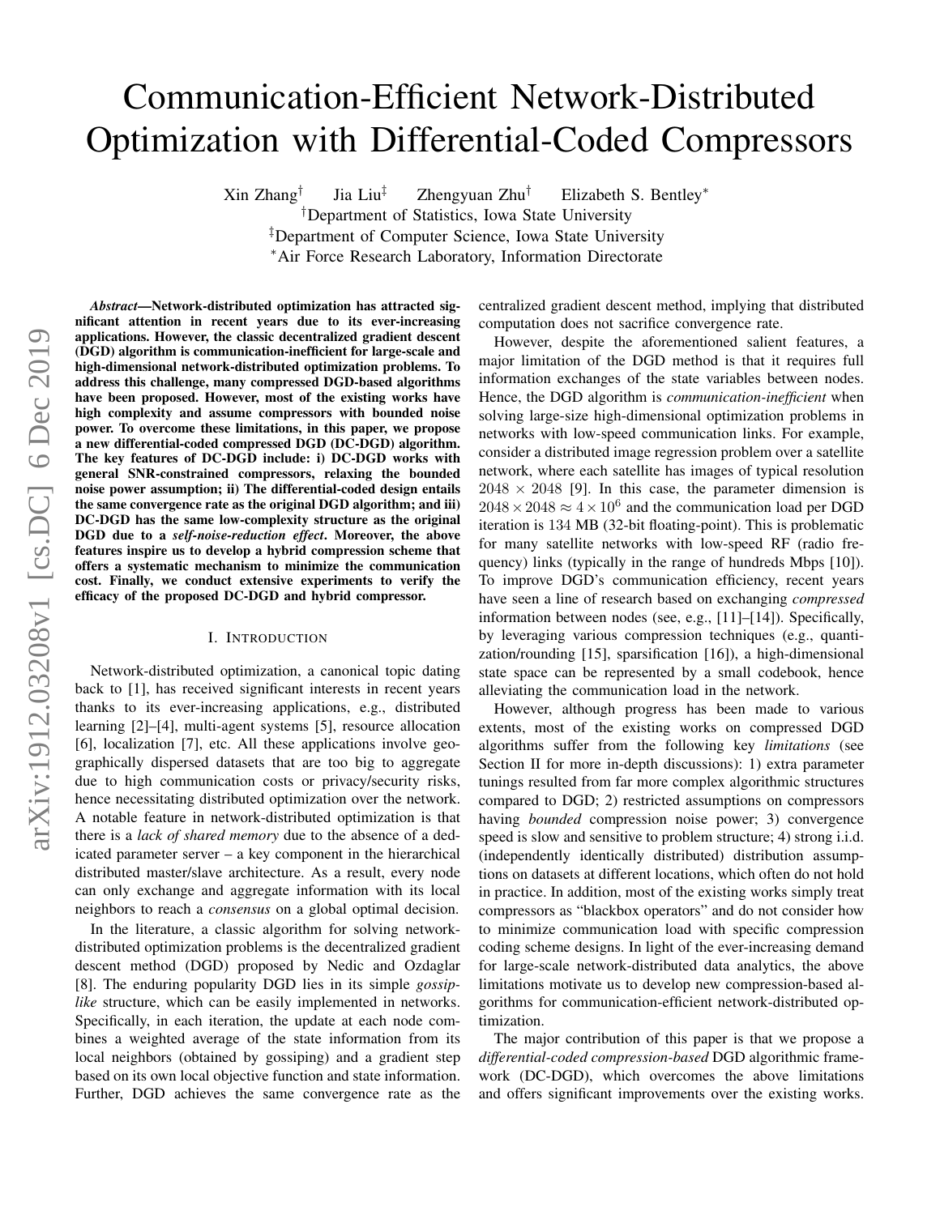# Communication-Efficient Network-Distributed Optimization with Differential-Coded Compressors

Xin Zhang[†] Jia Liu[‡] Zhengyuan Zhu[†] Elizabeth S. Bentley[*]

[†]Department of Statistics, Iowa State University

[‡]Department of Computer Science, Iowa State University

[*]Air Force Research Laboratory, Information Directorate

***Abstract*—Network-distributed optimization has attracted significant attention in recent years due to its ever-increasing applications. However, the classic decentralized gradient descent (DGD) algorithm is communication-inefficient for large-scale and high-dimensional network-distributed optimization problems. To address this challenge, many compressed DGD-based algorithms have been proposed. However, most of the existing works have high complexity and assume compressors with bounded noise power. To overcome these limitations, in this paper, we propose a new differential-coded compressed DGD (DC-DGD) algorithm. The key features of DC-DGD include: i) DC-DGD works with general SNR-constrained compressors, relaxing the bounded noise power assumption; ii) The differential-coded design entails the same convergence rate as the original DGD algorithm; and iii) DC-DGD has the same low-complexity structure as the original DGD due to a *self-noise-reduction effect*. Moreover, the above features inspire us to develop a hybrid compression scheme that offers a systematic mechanism to minimize the communication cost. Finally, we conduct extensive experiments to verify the efficacy of the proposed DC-DGD and hybrid compressor.**

## I. Introduction

Network-distributed optimization, a canonical topic dating back to [1], has received significant interests in recent years thanks to its ever-increasing applications, e.g., distributed learning [2]–[4], multi-agent systems [5], resource allocation [6], localization [7], etc. All these applications involve geographically dispersed datasets that are too big to aggregate due to high communication costs or privacy/security risks, hence necessitating distributed optimization over the network. A notable feature in network-distributed optimization is that there is a *lack of shared memory* due to the absence of a dedicated parameter server – a key component in the hierarchical distributed master/slave architecture. As a result, every node can only exchange and aggregate information with its local neighbors to reach a *consensus* on a global optimal decision.

In the literature, a classic algorithm for solving network-distributed optimization problems is the decentralized gradient descent method (DGD) proposed by Nedic and Ozdaglar [8]. The enduring popularity DGD lies in its simple *gossip-like* structure, which can be easily implemented in networks. Specifically, in each iteration, the update at each node combines a weighted average of the state information from its local neighbors (obtained by gossiping) and a gradient step based on its own local objective function and state information. Further, DGD achieves the same convergence rate as the centralized gradient descent method, implying that distributed computation does not sacrifice convergence rate.

However, despite the aforementioned salient features, a major limitation of the DGD method is that it requires full information exchanges of the state variables between nodes. Hence, the DGD algorithm is *communication-inefficient* when solving large-size high-dimensional optimization problems in networks with low-speed communication links. For example, consider a distributed image regression problem over a satellite network, where each satellite has images of typical resolution $2048 \times 2048$ [9]. In this case, the parameter dimension is $2048 \times 2048 \approx 4 \times 10^6$ and the communication load per DGD iteration is 134 MB (32-bit floating-point). This is problematic for many satellite networks with low-speed RF (radio frequency) links (typically in the range of hundreds Mbps [10]). To improve DGD's communication efficiency, recent years have seen a line of research based on exchanging *compressed* information between nodes (see, e.g., [11]–[14]). Specifically, by leveraging various compression techniques (e.g., quantization/rounding [15], sparsification [16]), a high-dimensional state space can be represented by a small codebook, hence alleviating the communication load in the network.

However, although progress has been made to various extents, most of the existing works on compressed DGD algorithms suffer from the following key *limitations* (see Section II for more in-depth discussions): 1) extra parameter tunings resulted from far more complex algorithmic structures compared to DGD; 2) restricted assumptions on compressors having *bounded* compression noise power; 3) convergence speed is slow and sensitive to problem structure; 4) strong i.i.d. (independently identically distributed) distribution assumptions on datasets at different locations, which often do not hold in practice. In addition, most of the existing works simply treat compressors as "blackbox operators" and do not consider how to minimize communication load with specific compression coding scheme designs. In light of the ever-increasing demand for large-scale network-distributed data analytics, the above limitations motivate us to develop new compression-based algorithms for communication-efficient network-distributed optimization.

The major contribution of this paper is that we propose a *differential-coded compression-based* DGD algorithmic framework (DC-DGD), which overcomes the above limitations and offers significant improvements over the existing works.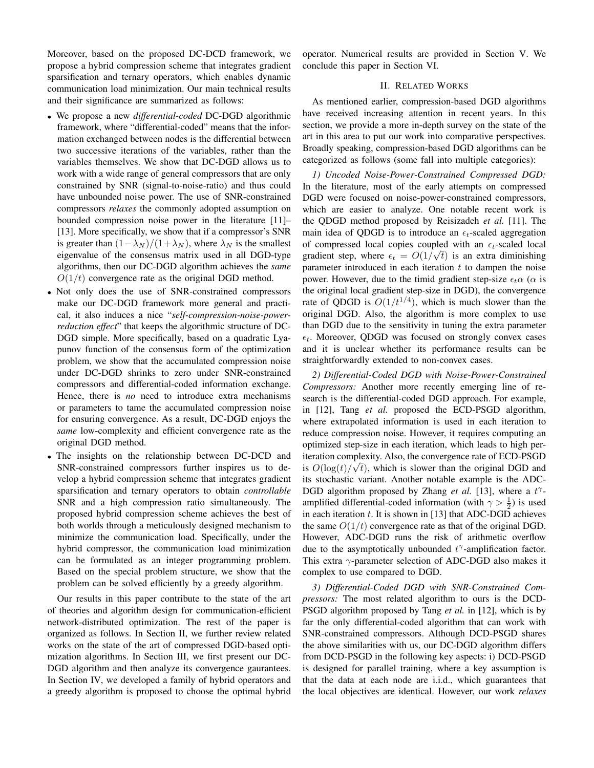Moreover, based on the proposed DC-DCD framework, we propose a hybrid compression scheme that integrates gradient sparsification and ternary operators, which enables dynamic communication load minimization. Our main technical results and their significance are summarized as follows:

- We propose a new *differential-coded* DC-DGD algorithmic framework, where "differential-coded" means that the information exchanged between nodes is the differential between two successive iterations of the variables, rather than the variables themselves. We show that DC-DGD allows us to work with a wide range of general compressors that are only constrained by SNR (signal-to-noise-ratio) and thus could have unbounded noise power. The use of SNR-constrained compressors *relaxes* the commonly adopted assumption on bounded compression noise power in the literature [11]–[13]. More specifically, we show that if a compressor's SNR is greater than $(1-\lambda_N)/(1+\lambda_N)$, where $\lambda_N$ is the smallest eigenvalue of the consensus matrix used in all DGD-type algorithms, then our DC-DGD algorithm achieves the *same* $O(1/t)$ convergence rate as the original DGD method.
- Not only does the use of SNR-constrained compressors make our DC-DGD framework more general and practical, it also induces a nice "*self-compression-noise-power-reduction effect*" that keeps the algorithmic structure of DC-DGD simple. More specifically, based on a quadratic Lyapunov function of the consensus form of the optimization problem, we show that the accumulated compression noise under DC-DGD shrinks to zero under SNR-constrained compressors and differential-coded information exchange. Hence, there is *no* need to introduce extra mechanisms or parameters to tame the accumulated compression noise for ensuring convergence. As a result, DC-DGD enjoys the *same* low-complexity and efficient convergence rate as the original DGD method.
- The insights on the relationship between DC-DCD and SNR-constrained compressors further inspires us to develop a hybrid compression scheme that integrates gradient sparsification and ternary operators to obtain *controllable* SNR and a high compression ratio simultaneously. The proposed hybrid compression scheme achieves the best of both worlds through a meticulously designed mechanism to minimize the communication load. Specifically, under the hybrid compressor, the communication load minimization can be formulated as an integer programming problem. Based on the special problem structure, we show that the problem can be solved efficiently by a greedy algorithm.

Our results in this paper contribute to the state of the art of theories and algorithm design for communication-efficient network-distributed optimization. The rest of the paper is organized as follows. In Section II, we further review related works on the state of the art of compressed DGD-based optimization algorithms. In Section III, we first present our DC-DGD algorithm and then analyze its convergence gaurantees. In Section IV, we developed a family of hybrid operators and a greedy algorithm is proposed to choose the optimal hybrid operator. Numerical results are provided in Section V. We conclude this paper in Section VI.

## II. Related Works

As mentioned earlier, compression-based DGD algorithms have received increasing attention in recent years. In this section, we provide a more in-depth survey on the state of the art in this area to put our work into comparative perspectives. Broadly speaking, compression-based DGD algorithms can be categorized as follows (some fall into multiple categories):

*1) Uncoded Noise-Power-Constrained Compressed DGD:* In the literature, most of the early attempts on compressed DGD were focused on noise-power-constrained compressors, which are easier to analyze. One notable recent work is the QDGD method proposed by Reisizadeh *et al.* [11]. The main idea of QDGD is to introduce an $\epsilon_t$-scaled aggregation of compressed local copies coupled with an $\epsilon_t$-scaled local gradient step, where $\epsilon_t = O(1/\sqrt{t})$ is an extra diminishing parameter introduced in each iteration $t$ to dampen the noise power. However, due to the timid gradient step-size $\epsilon_t \alpha$ ($\alpha$ is the original local gradient step-size in DGD), the convergence rate of QDGD is $O(1/t^{1/4})$, which is much slower than the original DGD. Also, the algorithm is more complex to use than DGD due to the sensitivity in tuning the extra parameter $\epsilon_t$. Moreover, QDGD was focused on strongly convex cases and it is unclear whether its performance results can be straightforwardly extended to non-convex cases.

*2) Differential-Coded DGD with Noise-Power-Constrained Compressors:* Another more recently emerging line of research is the differential-coded DGD approach. For example, in [12], Tang *et al.* proposed the ECD-PSGD algorithm, where extrapolated information is used in each iteration to reduce compression noise. However, it requires computing an optimized step-size in each iteration, which leads to high per-iteration complexity. Also, the convergence rate of ECD-PSGD is $O(\log(t)/\sqrt{t})$, which is slower than the original DGD and its stochastic variant. Another notable example is the ADC-DGD algorithm proposed by Zhang *et al.* [13], where a $t^{\gamma}$-amplified differential-coded information (with $\gamma > \frac{1}{2}$) is used in each iteration $t$. It is shown in [13] that ADC-DGD achieves the same $O(1/t)$ convergence rate as that of the original DGD. However, ADC-DGD runs the risk of arithmetic overflow due to the asymptotically unbounded $t^{\gamma}$-amplification factor. This extra $\gamma$-parameter selection of ADC-DGD also makes it complex to use compared to DGD.

*3) Differential-Coded DGD with SNR-Constrained Compressors:* The most related algorithm to ours is the DCD-PSGD algorithm proposed by Tang *et al.* in [12], which is by far the only differential-coded algorithm that can work with SNR-constrained compressors. Although DCD-PSGD shares the above similarities with us, our DC-DGD algorithm differs from DCD-PSGD in the following key aspects: i) DCD-PSGD is designed for parallel training, where a key assumption is that the data at each node are i.i.d., which guarantees that the local objectives are identical. However, our work *relaxes*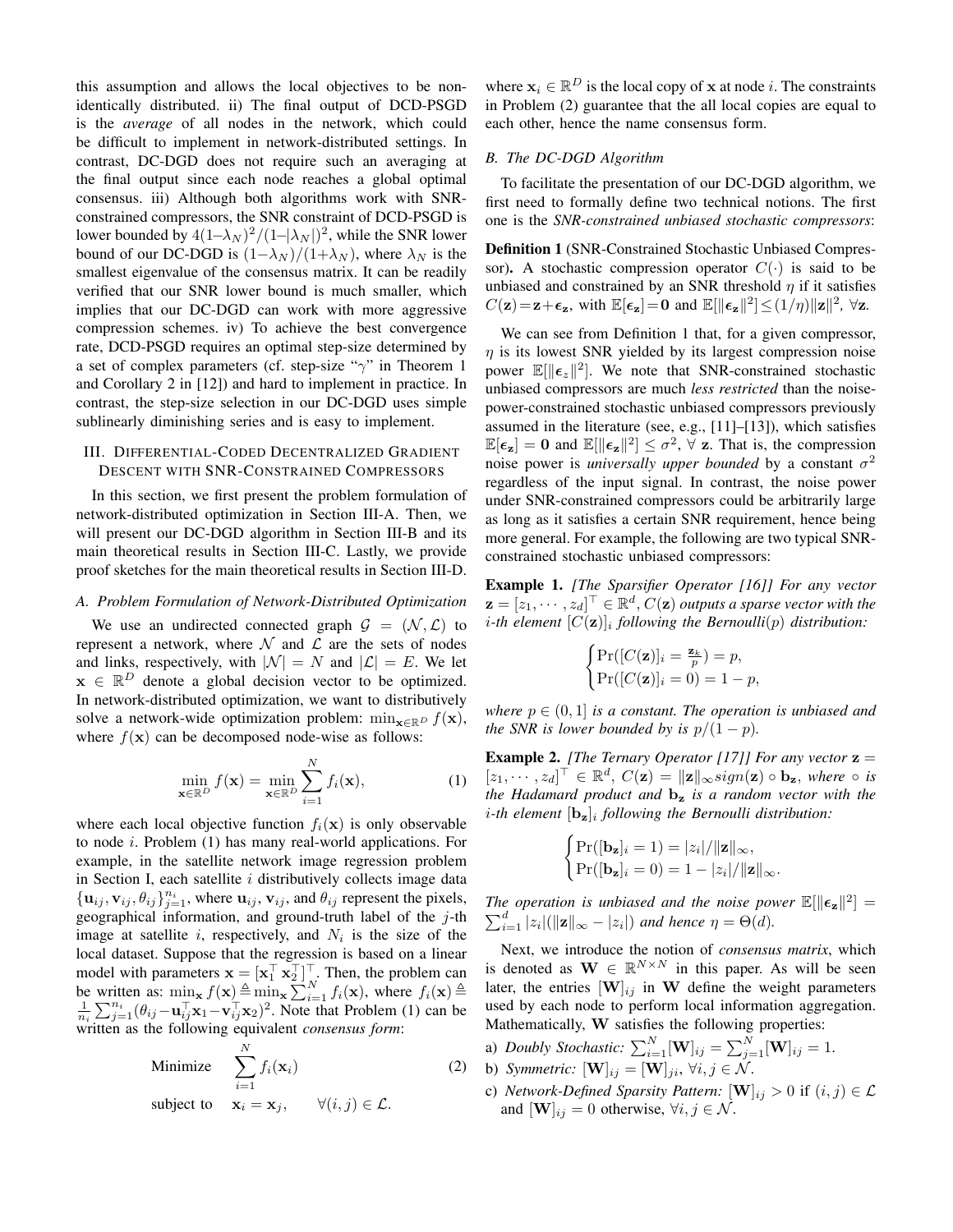this assumption and allows the local objectives to be non-identically distributed. ii) The final output of DCD-PSGD is the *average* of all nodes in the network, which could be difficult to implement in network-distributed settings. In contrast, DC-DGD does not require such an averaging at the final output since each node reaches a global optimal consensus. iii) Although both algorithms work with SNR-constrained compressors, the SNR constraint of DCD-PSGD is lower bounded by $4(1-\lambda_N)^2/(1-|\lambda_N|)^2$, while the SNR lower bound of our DC-DGD is $(1-\lambda_N)/(1+\lambda_N)$, where $\lambda_N$ is the smallest eigenvalue of the consensus matrix. It can be readily verified that our SNR lower bound is much smaller, which implies that our DC-DGD can work with more aggressive compression schemes. iv) To achieve the best convergence rate, DCD-PSGD requires an optimal step-size determined by a set of complex parameters (cf. step-size "$\gamma$" in Theorem 1 and Corollary 2 in [12]) and hard to implement in practice. In contrast, the step-size selection in our DC-DGD uses simple sublinearly diminishing series and is easy to implement.

## III. Differential-Coded Decentralized Gradient Descent with SNR-Constrained Compressors

In this section, we first present the problem formulation of network-distributed optimization in Section III-A. Then, we will present our DC-DGD algorithm in Section III-B and its main theoretical results in Section III-C. Lastly, we provide proof sketches for the main theoretical results in Section III-D.

### A. Problem Formulation of Network-Distributed Optimization

We use an undirected connected graph $\mathcal{G} = (\mathcal{N}, \mathcal{L})$ to represent a network, where $\mathcal{N}$ and $\mathcal{L}$ are the sets of nodes and links, respectively, with $|\mathcal{N}| = N$ and $|\mathcal{L}| = E$. We let $\mathbf{x} \in \mathbb{R}^D$ denote a global decision vector to be optimized. In network-distributed optimization, we want to distributively solve a network-wide optimization problem: $\min_{\mathbf{x}\in\mathbb{R}^D} f(\mathbf{x})$, where $f(\mathbf{x})$ can be decomposed node-wise as follows:

$$\min_{\mathbf{x}\in\mathbb{R}^D} f(\mathbf{x}) = \min_{\mathbf{x}\in\mathbb{R}^D} \sum_{i=1}^{N} f_i(\mathbf{x}), \tag{1}$$

where each local objective function $f_i(\mathbf{x})$ is only observable to node $i$. Problem (1) has many real-world applications. For example, in the satellite network image regression problem in Section I, each satellite $i$ distributively collects image data $\{\mathbf{u}_{ij}, \mathbf{v}_{ij}, \theta_{ij}\}_{j=1}^{n_i}$, where $\mathbf{u}_{ij}$, $\mathbf{v}_{ij}$, and $\theta_{ij}$ represent the pixels, geographical information, and ground-truth label of the $j$-th image at satellite $i$, respectively, and $N_i$ is the size of the local dataset. Suppose that the regression is based on a linear model with parameters $\mathbf{x} = [\mathbf{x}_1^\top \, \mathbf{x}_2^\top]^\top$. Then, the problem can be written as: $\min_{\mathbf{x}} f(\mathbf{x}) \triangleq \min_{\mathbf{x}} \sum_{i=1}^{N} f_i(\mathbf{x})$, where $f_i(\mathbf{x}) \triangleq \frac{1}{n_i}\sum_{j=1}^{n_i}(\theta_{ij} - \mathbf{u}_{ij}^\top\mathbf{x}_1 - \mathbf{v}_{ij}^\top\mathbf{x}_2)^2$. Note that Problem (1) can be written as the following equivalent *consensus form*:

$$\begin{aligned} \text{Minimize} \quad & \sum_{i=1}^{N} f_i(\mathbf{x}_i) \\ \text{subject to} \quad & \mathbf{x}_i = \mathbf{x}_j, \qquad \forall (i,j) \in \mathcal{L}. \end{aligned} \tag{2}$$

where $\mathbf{x}_i \in \mathbb{R}^D$ is the local copy of $\mathbf{x}$ at node $i$. The constraints in Problem (2) guarantee that the all local copies are equal to each other, hence the name consensus form.

### B. The DC-DGD Algorithm

To facilitate the presentation of our DC-DGD algorithm, we first need to formally define two technical notions. The first one is the *SNR-constrained unbiased stochastic compressors*:

**Definition 1** (SNR-Constrained Stochastic Unbiased Compressor). A stochastic compression operator $C(\cdot)$ is said to be unbiased and constrained by an SNR threshold $\eta$ if it satisfies $C(\mathbf{z}) = \mathbf{z} + \boldsymbol{\epsilon}_{\mathbf{z}}$, with $\mathbb{E}[\boldsymbol{\epsilon}_{\mathbf{z}}] = \mathbf{0}$ and $\mathbb{E}[\|\boldsymbol{\epsilon}_{\mathbf{z}}\|^2] \leq (1/\eta)\|\mathbf{z}\|^2$, $\forall \mathbf{z}$.

We can see from Definition 1 that, for a given compressor, $\eta$ is its lowest SNR yielded by its largest compression noise power $\mathbb{E}[\|\boldsymbol{\epsilon}_{\mathbf{z}}\|^2]$. We note that SNR-constrained stochastic unbiased compressors are much *less restricted* than the noise-power-constrained stochastic unbiased compressors previously assumed in the literature (see, e.g., [11]–[13]), which satisfies $\mathbb{E}[\boldsymbol{\epsilon}_{\mathbf{z}}] = \mathbf{0}$ and $\mathbb{E}[\|\boldsymbol{\epsilon}_{\mathbf{z}}\|^2] \leq \sigma^2$, $\forall$ $\mathbf{z}$. That is, the compression noise power is *universally upper bounded* by a constant $\sigma^2$ regardless of the input signal. In contrast, the noise power under SNR-constrained compressors could be arbitrarily large as long as it satisfies a certain SNR requirement, hence being more general. For example, the following are two typical SNR-constrained stochastic unbiased compressors:

**Example 1.** *[The Sparsifier Operator [16]] For any vector $\mathbf{z} = [z_1, \cdots, z_d]^\top \in \mathbb{R}^d$, $C(\mathbf{z})$ outputs a sparse vector with the $i$-th element $[C(\mathbf{z})]_i$ following the Bernoulli$(p)$ distribution:*

$$\begin{cases} \Pr([C(\mathbf{z})]_i = \frac{\mathbf{z}_k}{p}) = p, \\ \Pr([C(\mathbf{z})]_i = 0) = 1 - p, \end{cases}$$

*where $p \in (0, 1]$ is a constant. The operation is unbiased and the SNR is lower bounded by is $p/(1-p)$.*

**Example 2.** *[The Ternary Operator [17]] For any vector $\mathbf{z} = [z_1, \cdots, z_d]^\top \in \mathbb{R}^d$, $C(\mathbf{z}) = \|\mathbf{z}\|_\infty sign(\mathbf{z}) \circ \mathbf{b}_{\mathbf{z}}$, where $\circ$ is the Hadamard product and $\mathbf{b}_{\mathbf{z}}$ is a random vector with the $i$-th element $[\mathbf{b}_{\mathbf{z}}]_i$ following the Bernoulli distribution:*

$$\begin{cases} \Pr([\mathbf{b}_{\mathbf{z}}]_i = 1) = |z_i|/\|\mathbf{z}\|_\infty, \\ \Pr([\mathbf{b}_{\mathbf{z}}]_i = 0) = 1 - |z_i|/\|\mathbf{z}\|_\infty. \end{cases}$$

*The operation is unbiased and the noise power $\mathbb{E}[\|\boldsymbol{\epsilon}_{\mathbf{z}}\|^2] = \sum_{i=1}^{d} |z_i|(\|\mathbf{z}\|_\infty - |z_i|)$ and hence $\eta = \Theta(d)$.*

Next, we introduce the notion of *consensus matrix*, which is denoted as $\mathbf{W} \in \mathbb{R}^{N\times N}$ in this paper. As will be seen later, the entries $[\mathbf{W}]_{ij}$ in $\mathbf{W}$ define the weight parameters used by each node to perform local information aggregation. Mathematically, $\mathbf{W}$ satisfies the following properties:

a) *Doubly Stochastic:* $\sum_{i=1}^{N}[\mathbf{W}]_{ij} = \sum_{j=1}^{N}[\mathbf{W}]_{ij} = 1$.

b) *Symmetric:* $[\mathbf{W}]_{ij} = [\mathbf{W}]_{ji}$, $\forall i, j \in \mathcal{N}$.

c) *Network-Defined Sparsity Pattern:* $[\mathbf{W}]_{ij} > 0$ if $(i, j) \in \mathcal{L}$ and $[\mathbf{W}]_{ij} = 0$ otherwise, $\forall i, j \in \mathcal{N}$.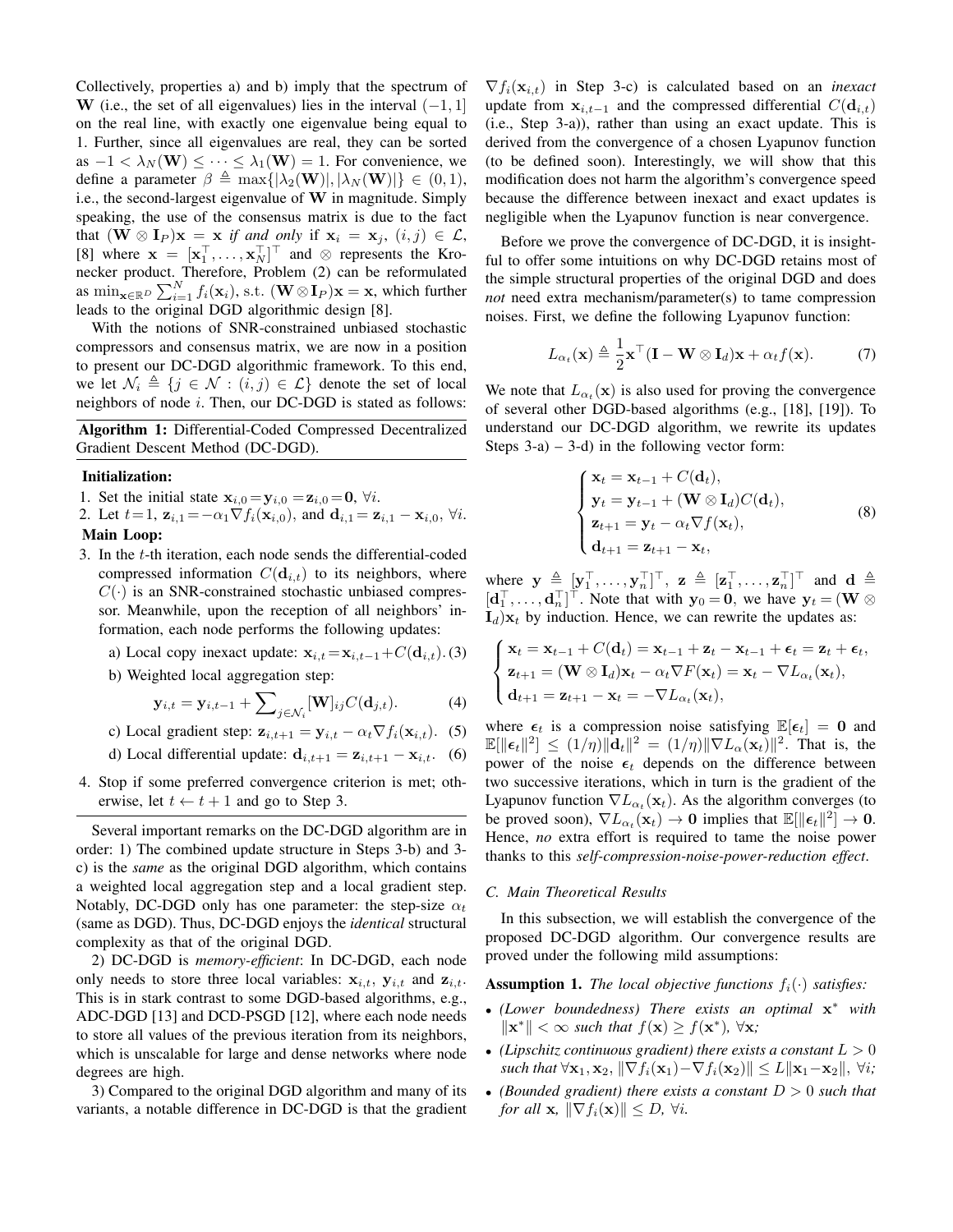Collectively, properties a) and b) imply that the spectrum of $\mathbf{W}$ (i.e., the set of all eigenvalues) lies in the interval $(-1, 1]$ on the real line, with exactly one eigenvalue being equal to 1. Further, since all eigenvalues are real, they can be sorted as $-1 < \lambda_N(\mathbf{W}) \leq \cdots \leq \lambda_1(\mathbf{W}) = 1$. For convenience, we define a parameter $\beta \triangleq \max\{|\lambda_2(\mathbf{W})|, |\lambda_N(\mathbf{W})|\} \in (0, 1)$, i.e., the second-largest eigenvalue of $\mathbf{W}$ in magnitude. Simply speaking, the use of the consensus matrix is due to the fact that $(\mathbf{W} \otimes \mathbf{I}_P)\mathbf{x} = \mathbf{x}$ *if and only* if $\mathbf{x}_i = \mathbf{x}_j$, $(i, j) \in \mathcal{L}$, [8] where $\mathbf{x} = [\mathbf{x}_1^\top, \ldots, \mathbf{x}_N^\top]^\top$ and $\otimes$ represents the Kronecker product. Therefore, Problem (2) can be reformulated as $\min_{\mathbf{x} \in \mathbb{R}^D} \sum_{i=1}^N f_i(\mathbf{x}_i)$, s.t. $(\mathbf{W} \otimes \mathbf{I}_P)\mathbf{x} = \mathbf{x}$, which further leads to the original DGD algorithmic design [8].

With the notions of SNR-constrained unbiased stochastic compressors and consensus matrix, we are now in a position to present our DC-DGD algorithmic framework. To this end, we let $\mathcal{N}_i \triangleq \{j \in \mathcal{N} : (i, j) \in \mathcal{L}\}$ denote the set of local neighbors of node $i$. Then, our DC-DGD is stated as follows:

**Algorithm 1:** Differential-Coded Compressed Decentralized Gradient Descent Method (DC-DGD).

**Initialization:**

1. Set the initial state $\mathbf{x}_{i,0} = \mathbf{y}_{i,0} = \mathbf{z}_{i,0} = \mathbf{0}$, $\forall i$.
2. Let $t = 1$, $\mathbf{z}_{i,1} = -\alpha_1 \nabla f_i(\mathbf{x}_{i,0})$, and $\mathbf{d}_{i,1} = \mathbf{z}_{i,1} - \mathbf{x}_{i,0}$, $\forall i$.

**Main Loop:**

3. In the $t$-th iteration, each node sends the differential-coded compressed information $C(\mathbf{d}_{i,t})$ to its neighbors, where $C(\cdot)$ is an SNR-constrained stochastic unbiased compressor. Meanwhile, upon the reception of all neighbors' information, each node performs the following updates:
   a) Local copy inexact update: $\mathbf{x}_{i,t} = \mathbf{x}_{i,t-1} + C(\mathbf{d}_{i,t})$. (3)
   b) Weighted local aggregation step:
   $$\mathbf{y}_{i,t} = \mathbf{y}_{i,t-1} + \sum\nolimits_{j \in \mathcal{N}_i} [\mathbf{W}]_{ij} C(\mathbf{d}_{j,t}). \quad (4)$$
   c) Local gradient step: $\mathbf{z}_{i,t+1} = \mathbf{y}_{i,t} - \alpha_t \nabla f_i(\mathbf{x}_{i,t})$. (5)
   d) Local differential update: $\mathbf{d}_{i,t+1} = \mathbf{z}_{i,t+1} - \mathbf{x}_{i,t}$. (6)
4. Stop if some preferred convergence criterion is met; otherwise, let $t \leftarrow t + 1$ and go to Step 3.

Several important remarks on the DC-DGD algorithm are in order: 1) The combined update structure in Steps 3-b) and 3-c) is the *same* as the original DGD algorithm, which contains a weighted local aggregation step and a local gradient step. Notably, DC-DGD only has one parameter: the step-size $\alpha_t$ (same as DGD). Thus, DC-DGD enjoys the *identical* structural complexity as that of the original DGD.

2) DC-DGD is *memory-efficient*: In DC-DGD, each node only needs to store three local variables: $\mathbf{x}_{i,t}$, $\mathbf{y}_{i,t}$ and $\mathbf{z}_{i,t}$. This is in stark contrast to some DGD-based algorithms, e.g., ADC-DGD [13] and DCD-PSGD [12], where each node needs to store all values of the previous iteration from its neighbors, which is unscalable for large and dense networks where node degrees are high.

3) Compared to the original DGD algorithm and many of its variants, a notable difference in DC-DGD is that the gradient $\nabla f_i(\mathbf{x}_{i,t})$ in Step 3-c) is calculated based on an *inexact* update from $\mathbf{x}_{i,t-1}$ and the compressed differential $C(\mathbf{d}_{i,t})$ (i.e., Step 3-a)), rather than using an exact update. This is derived from the convergence of a chosen Lyapunov function (to be defined soon). Interestingly, we will show that this modification does not harm the algorithm's convergence speed because the difference between inexact and exact updates is negligible when the Lyapunov function is near convergence.

Before we prove the convergence of DC-DGD, it is insightful to offer some intuitions on why DC-DGD retains most of the simple structural properties of the original DGD and does *not* need extra mechanism/parameter(s) to tame compression noises. First, we define the following Lyapunov function:

$$L_{\alpha_t}(\mathbf{x}) \triangleq \frac{1}{2}\mathbf{x}^\top(\mathbf{I} - \mathbf{W} \otimes \mathbf{I}_d)\mathbf{x} + \alpha_t f(\mathbf{x}). \quad (7)$$

We note that $L_{\alpha_t}(\mathbf{x})$ is also used for proving the convergence of several other DGD-based algorithms (e.g., [18], [19]). To understand our DC-DGD algorithm, we rewrite its updates Steps 3-a) – 3-d) in the following vector form:

$$\begin{cases} \mathbf{x}_t = \mathbf{x}_{t-1} + C(\mathbf{d}_t), \\ \mathbf{y}_t = \mathbf{y}_{t-1} + (\mathbf{W} \otimes \mathbf{I}_d)C(\mathbf{d}_t), \\ \mathbf{z}_{t+1} = \mathbf{y}_t - \alpha_t \nabla f(\mathbf{x}_t), \\ \mathbf{d}_{t+1} = \mathbf{z}_{t+1} - \mathbf{x}_t, \end{cases} \quad (8)$$

where $\mathbf{y} \triangleq [\mathbf{y}_1^\top, \ldots, \mathbf{y}_n^\top]^\top$, $\mathbf{z} \triangleq [\mathbf{z}_1^\top, \ldots, \mathbf{z}_n^\top]^\top$ and $\mathbf{d} \triangleq [\mathbf{d}_1^\top, \ldots, \mathbf{d}_n^\top]^\top$. Note that with $\mathbf{y}_0 = \mathbf{0}$, we have $\mathbf{y}_t = (\mathbf{W} \otimes \mathbf{I}_d)\mathbf{x}_t$ by induction. Hence, we can rewrite the updates as:

$$\begin{cases} \mathbf{x}_t = \mathbf{x}_{t-1} + C(\mathbf{d}_t) = \mathbf{x}_{t-1} + \mathbf{z}_t - \mathbf{x}_{t-1} + \boldsymbol{\epsilon}_t = \mathbf{z}_t + \boldsymbol{\epsilon}_t, \\ \mathbf{z}_{t+1} = (\mathbf{W} \otimes \mathbf{I}_d)\mathbf{x}_t - \alpha_t \nabla F(\mathbf{x}_t) = \mathbf{x}_t - \nabla L_{\alpha_t}(\mathbf{x}_t), \\ \mathbf{d}_{t+1} = \mathbf{z}_{t+1} - \mathbf{x}_t = -\nabla L_{\alpha_t}(\mathbf{x}_t), \end{cases}$$

where $\boldsymbol{\epsilon}_t$ is a compression noise satisfying $\mathbb{E}[\boldsymbol{\epsilon}_t] = \mathbf{0}$ and $\mathbb{E}[\|\boldsymbol{\epsilon}_t\|^2] \leq (1/\eta)\|\mathbf{d}_t\|^2 = (1/\eta)\|\nabla L_\alpha(\mathbf{x}_t)\|^2$. That is, the power of the noise $\boldsymbol{\epsilon}_t$ depends on the difference between two successive iterations, which in turn is the gradient of the Lyapunov function $\nabla L_{\alpha_t}(\mathbf{x}_t)$. As the algorithm converges (to be proved soon), $\nabla L_{\alpha_t}(\mathbf{x}_t) \to \mathbf{0}$ implies that $\mathbb{E}[\|\boldsymbol{\epsilon}_t\|^2] \to \mathbf{0}$. Hence, *no* extra effort is required to tame the noise power thanks to this *self-compression-noise-power-reduction effect*.

### C. Main Theoretical Results

In this subsection, we will establish the convergence of the proposed DC-DGD algorithm. Our convergence results are proved under the following mild assumptions:

**Assumption 1.** *The local objective functions $f_i(\cdot)$ satisfies:*

- *(Lower boundedness) There exists an optimal $\mathbf{x}^*$ with $\|\mathbf{x}^*\| < \infty$ such that $f(\mathbf{x}) \geq f(\mathbf{x}^*)$, $\forall \mathbf{x}$;*
- *(Lipschitz continuous gradient) there exists a constant $L > 0$ such that $\forall \mathbf{x}_1, \mathbf{x}_2$, $\|\nabla f_i(\mathbf{x}_1) - \nabla f_i(\mathbf{x}_2)\| \leq L\|\mathbf{x}_1 - \mathbf{x}_2\|$, $\forall i$;*
- *(Bounded gradient) there exists a constant $D > 0$ such that for all $\mathbf{x}$, $\|\nabla f_i(\mathbf{x})\| \leq D$, $\forall i$.*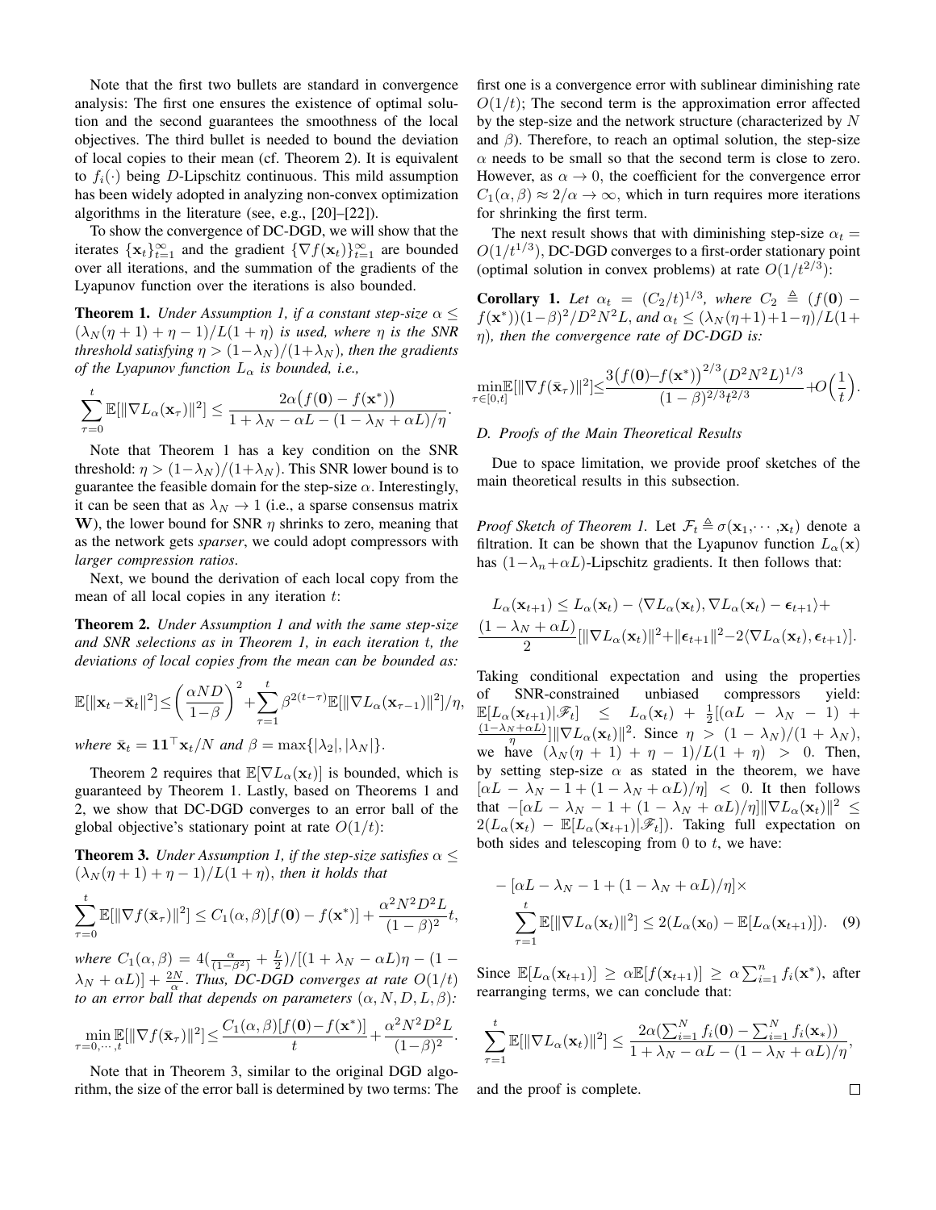Note that the first two bullets are standard in convergence analysis: The first one ensures the existence of optimal solution and the second guarantees the smoothness of the local objectives. The third bullet is needed to bound the deviation of local copies to their mean (cf. Theorem 2). It is equivalent to $f_i(\cdot)$ being $D$-Lipschitz continuous. This mild assumption has been widely adopted in analyzing non-convex optimization algorithms in the literature (see, e.g., [20]–[22]).

To show the convergence of DC-DGD, we will show that the iterates $\{\mathbf{x}_t\}_{t=1}^{\infty}$ and the gradient $\{\nabla f(\mathbf{x}_t)\}_{t=1}^{\infty}$ are bounded over all iterations, and the summation of the gradients of the Lyapunov function over the iterations is also bounded.

**Theorem 1.** *Under Assumption 1, if a constant step-size $\alpha \le (\lambda_N(\eta+1)+\eta-1)/L(1+\eta)$ is used, where $\eta$ is the SNR threshold satisfying $\eta > (1-\lambda_N)/(1+\lambda_N)$, then the gradients of the Lyapunov function $L_\alpha$ is bounded, i.e.,*

$$\sum_{\tau=0}^{t} \mathbb{E}[\|\nabla L_\alpha(\mathbf{x}_\tau)\|^2] \le \frac{2\alpha\big(f(\mathbf{0})-f(\mathbf{x}^*)\big)}{1+\lambda_N-\alpha L-(1-\lambda_N+\alpha L)/\eta}.$$

Note that Theorem 1 has a key condition on the SNR threshold: $\eta > (1-\lambda_N)/(1+\lambda_N)$. This SNR lower bound is to guarantee the feasible domain for the step-size $\alpha$. Interestingly, it can be seen that as $\lambda_N \to 1$ (i.e., a sparse consensus matrix $\mathbf{W}$), the lower bound for SNR $\eta$ shrinks to zero, meaning that as the network gets *sparser*, we could adopt compressors with *larger compression ratios*.

Next, we bound the derivation of each local copy from the mean of all local copies in any iteration $t$:

**Theorem 2.** *Under Assumption 1 and with the same step-size and SNR selections as in Theorem 1, in each iteration $t$, the deviations of local copies from the mean can be bounded as:*

$$\mathbb{E}[\|\mathbf{x}_t-\bar{\mathbf{x}}_t\|^2] \le \left(\frac{\alpha N D}{1-\beta}\right)^2 + \sum_{\tau=1}^{t} \beta^{2(t-\tau)}\mathbb{E}[\|\nabla L_\alpha(\mathbf{x}_{\tau-1})\|^2]/\eta,$$

*where $\bar{\mathbf{x}}_t = \mathbf{1}\mathbf{1}^\top \mathbf{x}_t/N$ and $\beta = \max\{|\lambda_2|, |\lambda_N|\}$.*

Theorem 2 requires that $\mathbb{E}[\nabla L_\alpha(\mathbf{x}_t)]$ is bounded, which is guaranteed by Theorem 1. Lastly, based on Theorems 1 and 2, we show that DC-DGD converges to an error ball of the global objective's stationary point at rate $O(1/t)$:

**Theorem 3.** *Under Assumption 1, if the step-size satisfies $\alpha \le (\lambda_N(\eta+1)+\eta-1)/L(1+\eta)$, then it holds that*

$$\sum_{\tau=0}^{t} \mathbb{E}[\|\nabla f(\bar{\mathbf{x}}_\tau)\|^2] \le C_1(\alpha,\beta)[f(\mathbf{0})-f(\mathbf{x}^*)] + \frac{\alpha^2 N^2 D^2 L}{(1-\beta)^2} t,$$

*where $C_1(\alpha,\beta) = 4(\frac{\alpha}{(1-\beta^2)}+\frac{L}{2})/[(1+\lambda_N-\alpha L)\eta-(1-\lambda_N+\alpha L)] + \frac{2N}{\alpha}$. Thus, DC-DGD converges at rate $O(1/t)$ to an error ball that depends on parameters $(\alpha, N, D, L, \beta)$:*

$$\min_{\tau=0,\cdots,t} \mathbb{E}[\|\nabla f(\bar{\mathbf{x}}_\tau)\|^2] \le \frac{C_1(\alpha,\beta)[f(\mathbf{0})-f(\mathbf{x}^*)]}{t} + \frac{\alpha^2 N^2 D^2 L}{(1-\beta)^2}.$$

Note that in Theorem 3, similar to the original DGD algorithm, the size of the error ball is determined by two terms: The first one is a convergence error with sublinear diminishing rate $O(1/t)$; The second term is the approximation error affected by the step-size and the network structure (characterized by $N$ and $\beta$). Therefore, to reach an optimal solution, the step-size $\alpha$ needs to be small so that the second term is close to zero. However, as $\alpha \to 0$, the coefficient for the convergence error $C_1(\alpha,\beta) \approx 2/\alpha \to \infty$, which in turn requires more iterations for shrinking the first term.

The next result shows that with diminishing step-size $\alpha_t = O(1/t^{1/3})$, DC-DGD converges to a first-order stationary point (optimal solution in convex problems) at rate $O(1/t^{2/3})$:

**Corollary 1.** *Let $\alpha_t = (C_2/t)^{1/3}$, where $C_2 \triangleq (f(\mathbf{0}) - f(\mathbf{x}^*))(1-\beta)^2/D^2N^2L$, and $\alpha_t \le (\lambda_N(\eta+1)+1-\eta)/L(1+\eta)$, then the convergence rate of DC-DGD is:*

$$\min_{\tau\in[0,t]} \mathbb{E}[\|\nabla f(\bar{\mathbf{x}}_\tau)\|^2] \le \frac{3\big(f(\mathbf{0})-f(\mathbf{x}^*)\big)^{2/3}(D^2N^2L)^{1/3}}{(1-\beta)^{2/3}t^{2/3}} + O\Big(\frac{1}{t}\Big).$$

### D. Proofs of the Main Theoretical Results

Due to space limitation, we provide proof sketches of the main theoretical results in this subsection.

*Proof Sketch of Theorem 1.* Let $\mathcal{F}_t \triangleq \sigma(\mathbf{x}_1,\cdots,\mathbf{x}_t)$ denote a filtration. It can be shown that the Lyapunov function $L_\alpha(\mathbf{x})$ has $(1-\lambda_n+\alpha L)$-Lipschitz gradients. It then follows that:

$$L_\alpha(\mathbf{x}_{t+1}) \le L_\alpha(\mathbf{x}_t) - \langle \nabla L_\alpha(\mathbf{x}_t), \nabla L_\alpha(\mathbf{x}_t) - \boldsymbol{\epsilon}_{t+1}\rangle + \frac{(1-\lambda_N+\alpha L)}{2}[\|\nabla L_\alpha(\mathbf{x}_t)\|^2 + \|\boldsymbol{\epsilon}_{t+1}\|^2 - 2\langle \nabla L_\alpha(\mathbf{x}_t), \boldsymbol{\epsilon}_{t+1}\rangle].$$

Taking conditional expectation and using the properties of SNR-constrained unbiased compressors yield: $\mathbb{E}[L_\alpha(\mathbf{x}_{t+1})|\mathscr{F}_t] \le L_\alpha(\mathbf{x}_t) + \frac{1}{2}[(\alpha L - \lambda_N - 1) + \frac{(1-\lambda_N+\alpha L)}{\eta}]\|\nabla L_\alpha(\mathbf{x}_t)\|^2$. Since $\eta > (1-\lambda_N)/(1+\lambda_N)$, we have $(\lambda_N(\eta+1)+\eta-1)/L(1+\eta) > 0$. Then, by setting step-size $\alpha$ as stated in the theorem, we have $[\alpha L - \lambda_N - 1 + (1-\lambda_N+\alpha L)/\eta] < 0$. It then follows that $-[\alpha L - \lambda_N - 1 + (1-\lambda_N+\alpha L)/\eta]\|\nabla L_\alpha(\mathbf{x}_t)\|^2 \le 2(L_\alpha(\mathbf{x}_t) - \mathbb{E}[L_\alpha(\mathbf{x}_{t+1})|\mathscr{F}_t])$. Taking full expectation on both sides and telescoping from 0 to $t$, we have:

$$-[\alpha L - \lambda_N - 1 + (1-\lambda_N+\alpha L)/\eta] \times \sum_{\tau=1}^{t} \mathbb{E}[\|\nabla L_\alpha(\mathbf{x}_t)\|^2] \le 2(L_\alpha(\mathbf{x}_0) - \mathbb{E}[L_\alpha(\mathbf{x}_{t+1})]). \quad (9)$$

Since $\mathbb{E}[L_\alpha(\mathbf{x}_{t+1})] \ge \alpha\mathbb{E}[f(\mathbf{x}_{t+1})] \ge \alpha\sum_{i=1}^{n} f_i(\mathbf{x}^*)$, after rearranging terms, we can conclude that:

$$\sum_{\tau=1}^{t} \mathbb{E}[\|\nabla L_\alpha(\mathbf{x}_t)\|^2] \le \frac{2\alpha(\sum_{i=1}^{N} f_i(\mathbf{0}) - \sum_{i=1}^{N} f_i(\mathbf{x}_*))}{1+\lambda_N-\alpha L-(1-\lambda_N+\alpha L)/\eta},$$

and the proof is complete. $\square$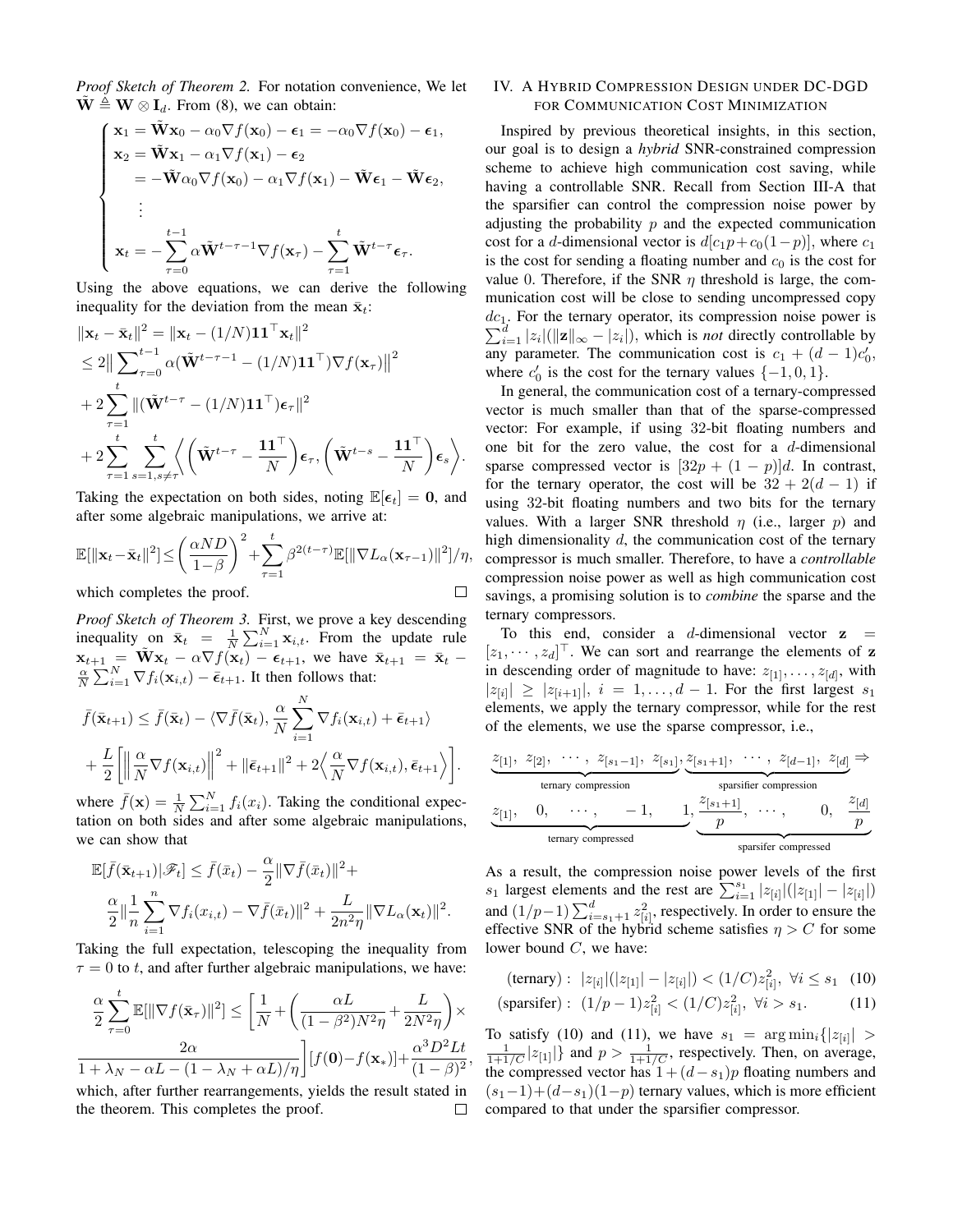*Proof Sketch of Theorem 2.* For notation convenience, We let $\tilde{\mathbf{W}} \triangleq \mathbf{W} \otimes \mathbf{I}_d$. From (8), we can obtain:

$$
\begin{cases}
\mathbf{x}_1 = \tilde{\mathbf{W}}\mathbf{x}_0 - \alpha_0 \nabla f(\mathbf{x}_0) - \boldsymbol{\epsilon}_1 = -\alpha_0 \nabla f(\mathbf{x}_0) - \boldsymbol{\epsilon}_1, \\
\mathbf{x}_2 = \tilde{\mathbf{W}}\mathbf{x}_1 - \alpha_1 \nabla f(\mathbf{x}_1) - \boldsymbol{\epsilon}_2 \\
\quad = -\tilde{\mathbf{W}}\alpha_0 \nabla f(\mathbf{x}_0) - \alpha_1 \nabla f(\mathbf{x}_1) - \tilde{\mathbf{W}}\boldsymbol{\epsilon}_1 - \tilde{\mathbf{W}}\boldsymbol{\epsilon}_2, \\
\quad \vdots \\
\mathbf{x}_t = -\sum_{\tau=0}^{t-1} \alpha \tilde{\mathbf{W}}^{t-\tau-1} \nabla f(\mathbf{x}_\tau) - \sum_{\tau=1}^{t} \tilde{\mathbf{W}}^{t-\tau} \boldsymbol{\epsilon}_\tau.
\end{cases}
$$

Using the above equations, we can derive the following inequality for the deviation from the mean $\bar{\mathbf{x}}_t$:

$$
\begin{aligned}
&\|\mathbf{x}_t - \bar{\mathbf{x}}_t\|^2 = \|\mathbf{x}_t - (1/N)\mathbf{1}\mathbf{1}^\top \mathbf{x}_t\|^2 \\
&\leq 2\Big\|\sum_{\tau=0}^{t-1} \alpha(\tilde{\mathbf{W}}^{t-\tau-1} - (1/N)\mathbf{1}\mathbf{1}^\top)\nabla f(\mathbf{x}_\tau)\Big\|^2 \\
&+ 2\sum_{\tau=1}^{t} \|(\tilde{\mathbf{W}}^{t-\tau} - (1/N)\mathbf{1}\mathbf{1}^\top)\boldsymbol{\epsilon}_\tau\|^2 \\
&+ 2\sum_{\tau=1}^{t}\sum_{s=1, s\neq\tau}^{t} \Big\langle \Big(\tilde{\mathbf{W}}^{t-\tau} - \frac{\mathbf{1}\mathbf{1}^\top}{N}\Big)\boldsymbol{\epsilon}_\tau, \Big(\tilde{\mathbf{W}}^{t-s} - \frac{\mathbf{1}\mathbf{1}^\top}{N}\Big)\boldsymbol{\epsilon}_s \Big\rangle.
\end{aligned}
$$

Taking the expectation on both sides, noting $\mathbb{E}[\boldsymbol{\epsilon}_t] = \mathbf{0}$, and after some algebraic manipulations, we arrive at:

$$
\mathbb{E}[\|\mathbf{x}_t - \bar{\mathbf{x}}_t\|^2] \leq \Big(\frac{\alpha N D}{1-\beta}\Big)^2 + \sum_{\tau=1}^{t} \beta^{2(t-\tau)} \mathbb{E}[\|\nabla L_\alpha(\mathbf{x}_{\tau-1})\|^2]/\eta,
$$

which completes the proof. □

*Proof Sketch of Theorem 3.* First, we prove a key descending inequality on $\bar{\mathbf{x}}_t = \frac{1}{N}\sum_{i=1}^{N} \mathbf{x}_{i,t}$. From the update rule $\mathbf{x}_{t+1} = \tilde{\mathbf{W}}\mathbf{x}_t - \alpha \nabla f(\mathbf{x}_t) - \boldsymbol{\epsilon}_{t+1}$, we have $\bar{\mathbf{x}}_{t+1} = \bar{\mathbf{x}}_t - \frac{\alpha}{N}\sum_{i=1}^{N} \nabla f_i(\mathbf{x}_{i,t}) - \bar{\boldsymbol{\epsilon}}_{t+1}$. It then follows that:

$$
\begin{aligned}
&\bar{f}(\bar{\mathbf{x}}_{t+1}) \leq \bar{f}(\bar{\mathbf{x}}_t) - \langle \nabla \bar{f}(\bar{\mathbf{x}}_t), \frac{\alpha}{N}\sum_{i=1}^{N} \nabla f_i(\mathbf{x}_{i,t}) + \bar{\boldsymbol{\epsilon}}_{t+1} \rangle \\
&+ \frac{L}{2}\Big[\Big\|\frac{\alpha}{N}\nabla f(\mathbf{x}_{i,t})\Big\|^2 + \|\bar{\boldsymbol{\epsilon}}_{t+1}\|^2 + 2\Big\langle \frac{\alpha}{N}\nabla f(\mathbf{x}_{i,t}), \bar{\boldsymbol{\epsilon}}_{t+1} \Big\rangle\Big].
\end{aligned}
$$

where $\bar{f}(\mathbf{x}) = \frac{1}{N}\sum_{i=1}^{N} f_i(x_i)$. Taking the conditional expectation on both sides and after some algebraic manipulations, we can show that

$$
\begin{aligned}
&\mathbb{E}[\bar{f}(\bar{\mathbf{x}}_{t+1})|\mathscr{F}_t] \leq \bar{f}(\bar{x}_t) - \frac{\alpha}{2}\|\nabla \bar{f}(\bar{x}_t)\|^2 + \\
&\frac{\alpha}{2}\Big\|\frac{1}{n}\sum_{i=1}^{n} \nabla f_i(x_{i,t}) - \nabla \bar{f}(\bar{x}_t)\Big\|^2 + \frac{L}{2n^2\eta}\|\nabla L_\alpha(\mathbf{x}_t)\|^2.
\end{aligned}
$$

Taking the full expectation, telescoping the inequality from $\tau = 0$ to $t$, and after further algebraic manipulations, we have:

$$
\begin{aligned}
&\frac{\alpha}{2}\sum_{\tau=0}^{t} \mathbb{E}[\|\nabla f(\bar{\mathbf{x}}_\tau)\|^2] \leq \Big[\frac{1}{N} + \Big(\frac{\alpha L}{(1-\beta^2)N^2\eta} + \frac{L}{2N^2\eta}\Big) \times \\
&\frac{2\alpha}{1+\lambda_N - \alpha L - (1-\lambda_N+\alpha L)/\eta}\Big][f(\mathbf{0}) - f(\mathbf{x}_*)] + \frac{\alpha^3 D^2 L t}{(1-\beta)^2},
\end{aligned}
$$

which, after further rearrangements, yields the result stated in the theorem. This completes the proof. □

## IV. A Hybrid Compression Design under DC-DGD for Communication Cost Minimization

Inspired by previous theoretical insights, in this section, our goal is to design a *hybrid* SNR-constrained compression scheme to achieve high communication cost saving, while having a controllable SNR. Recall from Section III-A that the sparsifier can control the compression noise power by adjusting the probability $p$ and the expected communication cost for a $d$-dimensional vector is $d[c_1 p + c_0(1-p)]$, where $c_1$ is the cost for sending a floating number and $c_0$ is the cost for value 0. Therefore, if the SNR $\eta$ threshold is large, the communication cost will be close to sending uncompressed copy $dc_1$. For the ternary operator, its compression noise power is $\sum_{i=1}^{d} |z_i|(\|\mathbf{z}\|_\infty - |z_i|)$, which is *not* directly controllable by any parameter. The communication cost is $c_1 + (d-1)c_0'$, where $c_0'$ is the cost for the ternary values $\{-1, 0, 1\}$.

In general, the communication cost of a ternary-compressed vector is much smaller than that of the sparse-compressed vector: For example, if using 32-bit floating numbers and one bit for the zero value, the cost for a $d$-dimensional sparse compressed vector is $[32p + (1-p)]d$. In contrast, for the ternary operator, the cost will be $32 + 2(d-1)$ if using 32-bit floating numbers and two bits for the ternary values. With a larger SNR threshold $\eta$ (i.e., larger $p$) and high dimensionality $d$, the communication cost of the ternary compressor is much smaller. Therefore, to have a *controllable* compression noise power as well as high communication cost savings, a promising solution is to *combine* the sparse and the ternary compressors.

To this end, consider a $d$-dimensional vector $\mathbf{z} = [z_1, \cdots, z_d]^\top$. We can sort and rearrange the elements of $\mathbf{z}$ in descending order of magnitude to have: $z_{[1]}, \ldots, z_{[d]}$, with $|z_{[i]}| \geq |z_{[i+1]}|$, $i = 1, \ldots, d-1$. For the first largest $s_1$ elements, we apply the ternary compressor, while for the rest of the elements, we use the sparse compressor, i.e.,

$$
\underbrace{z_{[1]},\ z_{[2]},\ \cdots,\ z_{[s_1-1]},\ z_{[s_1]}}_{\text{ternary compression}}, \underbrace{z_{[s_1+1]},\ \cdots,\ z_{[d-1]},\ z_{[d]}}_{\text{sparsifier compression}} \Rightarrow
$$

$$
\underbrace{z_{[1]},\quad 0,\quad \cdots,\quad -1,\quad 1}_{\text{ternary compressed}}, \underbrace{\frac{z_{[s_1+1]}}{p},\ \cdots,\quad 0,\quad \frac{z_{[d]}}{p}}_{\text{sparsifer compressed}}
$$

As a result, the compression noise power levels of the first $s_1$ largest elements and the rest are $\sum_{i=1}^{s_1} |z_{[i]}|(|z_{[1]}| - |z_{[i]}|)$ and $(1/p-1)\sum_{i=s_1+1}^{d} z_{[i]}^2$, respectively. In order to ensure the effective SNR of the hybrid scheme satisfies $\eta > C$ for some lower bound $C$, we have:

$$
\text{(ternary)}: \ |z_{[i]}|(|z_{[1]}| - |z_{[i]}|) < (1/C)z_{[i]}^2, \ \forall i \leq s_1 \quad (10)
$$

$$
\text{(sparsifer)}: \ (1/p-1)z_{[i]}^2 < (1/C)z_{[i]}^2, \ \forall i > s_1. \quad (11)
$$

To satisfy (10) and (11), we have $s_1 = \arg\min_i\{|z_{[i]}| > \frac{1}{1+1/C}|z_{[1]}|\}$ and $p > \frac{1}{1+1/C}$, respectively. Then, on average, the compressed vector has $1 + (d-s_1)p$ floating numbers and $(s_1-1) + (d-s_1)(1-p)$ ternary values, which is more efficient compared to that under the sparsifier compressor.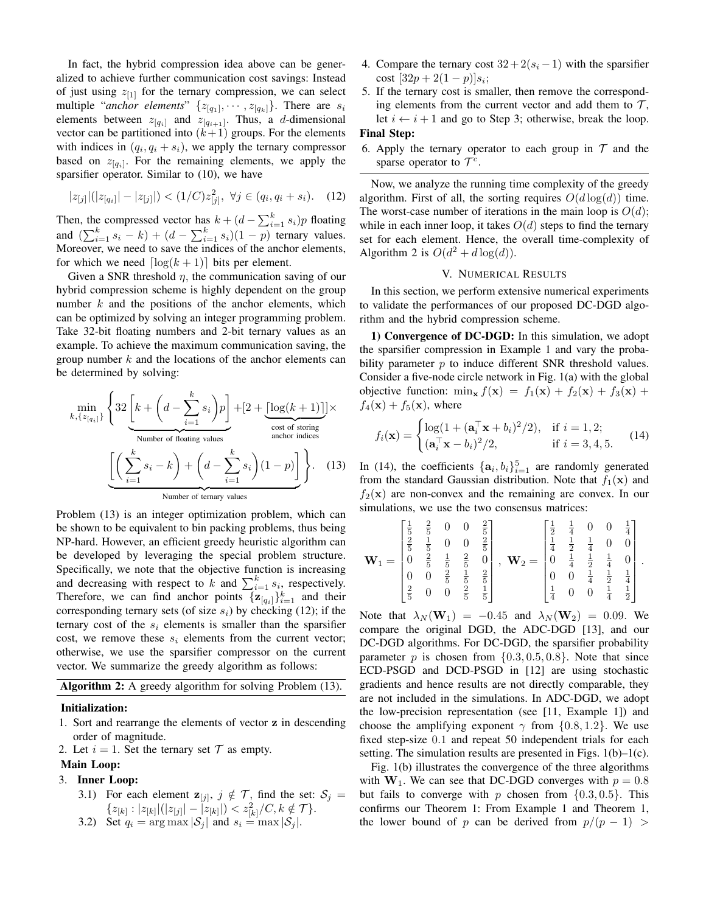In fact, the hybrid compression idea above can be generalized to achieve further communication cost savings: Instead of just using $z_{[1]}$ for the ternary compression, we can select multiple "*anchor elements*" $\{z_{[q_1]}, \cdots, z_{[q_k]}\}$. There are $s_i$ elements between $z_{[q_i]}$ and $z_{[q_{i+1}]}$. Thus, a $d$-dimensional vector can be partitioned into $(k+1)$ groups. For the elements with indices in $(q_i, q_i + s_i)$, we apply the ternary compressor based on $z_{[q_i]}$. For the remaining elements, we apply the sparsifier operator. Similar to (10), we have

$$|z_{[j]}|(|z_{[q_i]}| - |z_{[j]}|) < (1/C)z_{[j]}^2, \ \forall j \in (q_i, q_i + s_i). \quad (12)$$

Then, the compressed vector has $k + (d - \sum_{i=1}^k s_i)p$ floating and $(\sum_{i=1}^k s_i - k) + (d - \sum_{i=1}^k s_i)(1-p)$ ternary values. Moreover, we need to save the indices of the anchor elements, for which we need $\lceil \log(k+1) \rceil$ bits per element.

Given a SNR threshold $\eta$, the communication saving of our hybrid compression scheme is highly dependent on the group number $k$ and the positions of the anchor elements, which can be optimized by solving an integer programming problem. Take 32-bit floating numbers and 2-bit ternary values as an example. To achieve the maximum communication saving, the group number $k$ and the locations of the anchor elements can be determined by solving:

$$\min_{k, \{z_{[q_i]}\}} \Bigg\{ 32 \underbrace{\left[ k + \left( d - \sum_{i=1}^k s_i \right) p \right]}_{\text{Number of floating values}} + [2 + \underbrace{\lceil \log(k+1) \rceil}_{\substack{\text{cost of storing} \\ \text{anchor indices}}}] \times \underbrace{\left[ \left( \sum_{i=1}^k s_i - k \right) + \left( d - \sum_{i=1}^k s_i \right)(1-p) \right]}_{\text{Number of ternary values}} \Bigg\}. \quad (13)$$

Problem (13) is an integer optimization problem, which can be shown to be equivalent to bin packing problems, thus being NP-hard. However, an efficient greedy heuristic algorithm can be developed by leveraging the special problem structure. Specifically, we note that the objective function is increasing and decreasing with respect to $k$ and $\sum_{i=1}^k s_i$, respectively. Therefore, we can find anchor points $\{\mathbf{z}_{[q_i]}\}_{i=1}^k$ and their corresponding ternary sets (of size $s_i$) by checking (12); if the ternary cost of the $s_i$ elements is smaller than the sparsifier cost, we remove these $s_i$ elements from the current vector; otherwise, we use the sparsifier compressor on the current vector. We summarize the greedy algorithm as follows:

**Algorithm 2:** A greedy algorithm for solving Problem (13).

**Initialization:**

1. Sort and rearrange the elements of vector $\mathbf{z}$ in descending order of magnitude.
2. Let $i = 1$. Set the ternary set $\mathcal{T}$ as empty.

**Main Loop:**

3. **Inner Loop:**
   - 3.1) For each element $\mathbf{z}_{[j]}$, $j \notin \mathcal{T}$, find the set: $\mathcal{S}_j = \{z_{[k]} : |z_{[k]}|(|z_{[j]}| - |z_{[k]}|) < z_{[k]}^2/C, k \notin \mathcal{T}\}$.
   - 3.2) Set $q_i = \arg\max |\mathcal{S}_j|$ and $s_i = \max |\mathcal{S}_j|$.
4. Compare the ternary cost $32 + 2(s_i - 1)$ with the sparsifier cost $[32p + 2(1-p)]s_i$;
5. If the ternary cost is smaller, then remove the corresponding elements from the current vector and add them to $\mathcal{T}$, let $i \leftarrow i + 1$ and go to Step 3; otherwise, break the loop.

**Final Step:**

6. Apply the ternary operator to each group in $\mathcal{T}$ and the sparse operator to $\mathcal{T}^c$.

Now, we analyze the running time complexity of the greedy algorithm. First of all, the sorting requires $O(d\log(d))$ time. The worst-case number of iterations in the main loop is $O(d)$; while in each inner loop, it takes $O(d)$ steps to find the ternary set for each element. Hence, the overall time-complexity of Algorithm 2 is $O(d^2 + d\log(d))$.

## V. Numerical Results

In this section, we perform extensive numerical experiments to validate the performances of our proposed DC-DGD algorithm and the hybrid compression scheme.

**1) Convergence of DC-DGD:** In this simulation, we adopt the sparsifier compression in Example 1 and vary the probability parameter $p$ to induce different SNR threshold values. Consider a five-node circle network in Fig. 1(a) with the global objective function: $\min_{\mathbf{x}} f(\mathbf{x}) = f_1(\mathbf{x}) + f_2(\mathbf{x}) + f_3(\mathbf{x}) + f_4(\mathbf{x}) + f_5(\mathbf{x})$, where

$$f_i(\mathbf{x}) = \begin{cases} \log(1 + (\mathbf{a}_i^\top \mathbf{x} + b_i)^2/2), & \text{if } i = 1, 2; \\ (\mathbf{a}_i^\top \mathbf{x} - b_i)^2/2, & \text{if } i = 3, 4, 5. \end{cases} \quad (14)$$

In (14), the coefficients $\{\mathbf{a}_i, b_i\}_{i=1}^5$ are randomly generated from the standard Gaussian distribution. Note that $f_1(\mathbf{x})$ and $f_2(\mathbf{x})$ are non-convex and the remaining are convex. In our simulations, we use the two consensus matrices:

$$\mathbf{W}_1 = \begin{bmatrix} \frac{1}{5} & \frac{2}{5} & 0 & 0 & \frac{2}{5} \\ \frac{2}{5} & \frac{1}{5} & 0 & 0 & \frac{2}{5} \\ 0 & \frac{2}{5} & \frac{1}{5} & \frac{2}{5} & 0 \\ 0 & 0 & \frac{2}{5} & \frac{1}{5} & \frac{2}{5} \\ \frac{2}{5} & 0 & 0 & \frac{2}{5} & \frac{1}{5} \end{bmatrix}, \ \mathbf{W}_2 = \begin{bmatrix} \frac{1}{2} & \frac{1}{4} & 0 & 0 & \frac{1}{4} \\ \frac{1}{4} & \frac{1}{2} & \frac{1}{4} & 0 & 0 \\ 0 & \frac{1}{4} & \frac{1}{2} & \frac{1}{4} & 0 \\ 0 & 0 & \frac{1}{4} & \frac{1}{2} & \frac{1}{4} \\ \frac{1}{4} & 0 & 0 & \frac{1}{4} & \frac{1}{2} \end{bmatrix}.$$

Note that $\lambda_N(\mathbf{W}_1) = -0.45$ and $\lambda_N(\mathbf{W}_2) = 0.09$. We compare the original DGD, the ADC-DGD [13], and our DC-DGD algorithms. For DC-DGD, the sparsifier probability parameter $p$ is chosen from $\{0.3, 0.5, 0.8\}$. Note that since ECD-PSGD and DCD-PSGD in [12] are using stochastic gradients and hence results are not directly comparable, they are not included in the simulations. In ADC-DGD, we adopt the low-precision representation (see [11, Example 1]) and choose the amplifying exponent $\gamma$ from $\{0.8, 1.2\}$. We use fixed step-size $0.1$ and repeat 50 independent trials for each setting. The simulation results are presented in Figs. 1(b)–1(c).

Fig. 1(b) illustrates the convergence of the three algorithms with $\mathbf{W}_1$. We can see that DC-DGD converges with $p = 0.8$ but fails to converge with $p$ chosen from $\{0.3, 0.5\}$. This confirms our Theorem 1: From Example 1 and Theorem 1, the lower bound of $p$ can be derived from $p/(p-1) >$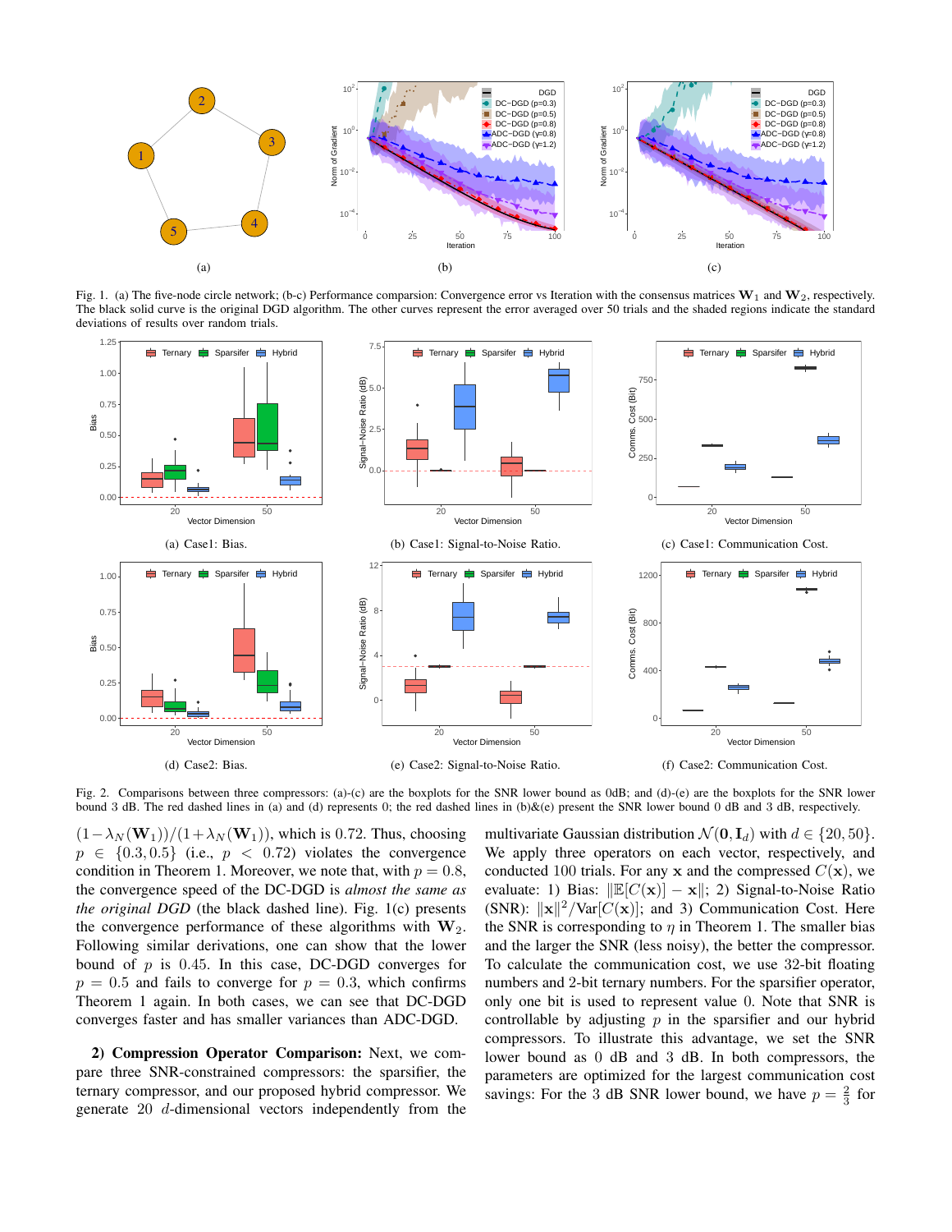Fig. 1. (a) The five-node circle network; (b-c) Performance comparsion: Convergence error vs Iteration with the consensus matrices $\mathbf{W}_1$ and $\mathbf{W}_2$, respectively. The black solid curve is the original DGD algorithm. The other curves represent the error averaged over 50 trials and the shaded regions indicate the standard deviations of results over random trials.

(a) Case1: Bias.

(b) Case1: Signal-to-Noise Ratio.

(c) Case1: Communication Cost.

(d) Case2: Bias.

(e) Case2: Signal-to-Noise Ratio.

(f) Case2: Communication Cost.

Fig. 2. Comparisons between three compressors: (a)-(c) are the boxplots for the SNR lower bound as 0dB; and (d)-(e) are the boxplots for the SNR lower bound 3 dB. The red dashed lines in (a) and (d) represents 0; the red dashed lines in (b)&(e) present the SNR lower bound 0 dB and 3 dB, respectively.

$(1-\lambda_N(\mathbf{W}_1))/(1+\lambda_N(\mathbf{W}_1))$, which is 0.72. Thus, choosing $p \in \{0.3, 0.5\}$ (i.e., $p < 0.72$) violates the convergence condition in Theorem 1. Moreover, we note that, with $p = 0.8$, the convergence speed of the DC-DGD is *almost the same as the original DGD* (the black dashed line). Fig. 1(c) presents the convergence performance of these algorithms with $\mathbf{W}_2$. Following similar derivations, one can show that the lower bound of $p$ is 0.45. In this case, DC-DGD converges for $p = 0.5$ and fails to converge for $p = 0.3$, which confirms Theorem 1 again. In both cases, we can see that DC-DGD converges faster and has smaller variances than ADC-DGD.

**2) Compression Operator Comparison:** Next, we compare three SNR-constrained compressors: the sparsifier, the ternary compressor, and our proposed hybrid compressor. We generate 20 $d$-dimensional vectors independently from the multivariate Gaussian distribution $\mathcal{N}(\mathbf{0}, \mathbf{I}_d)$ with $d \in \{20, 50\}$. We apply three operators on each vector, respectively, and conducted 100 trials. For any $\mathbf{x}$ and the compressed $C(\mathbf{x})$, we evaluate: 1) Bias: $\|\mathbb{E}[C(\mathbf{x})] - \mathbf{x}\|$; 2) Signal-to-Noise Ratio (SNR): $\|\mathbf{x}\|^2/\text{Var}[C(\mathbf{x})]$; and 3) Communication Cost. Here the SNR is corresponding to $\eta$ in Theorem 1. The smaller bias and the larger the SNR (less noisy), the better the compressor. To calculate the communication cost, we use 32-bit floating numbers and 2-bit ternary numbers. For the sparsifier operator, only one bit is used to represent value 0. Note that SNR is controllable by adjusting $p$ in the sparsifier and our hybrid compressors. To illustrate this advantage, we set the SNR lower bound as 0 dB and 3 dB. In both compressors, the parameters are optimized for the largest communication cost savings: For the 3 dB SNR lower bound, we have $p = \frac{2}{3}$ for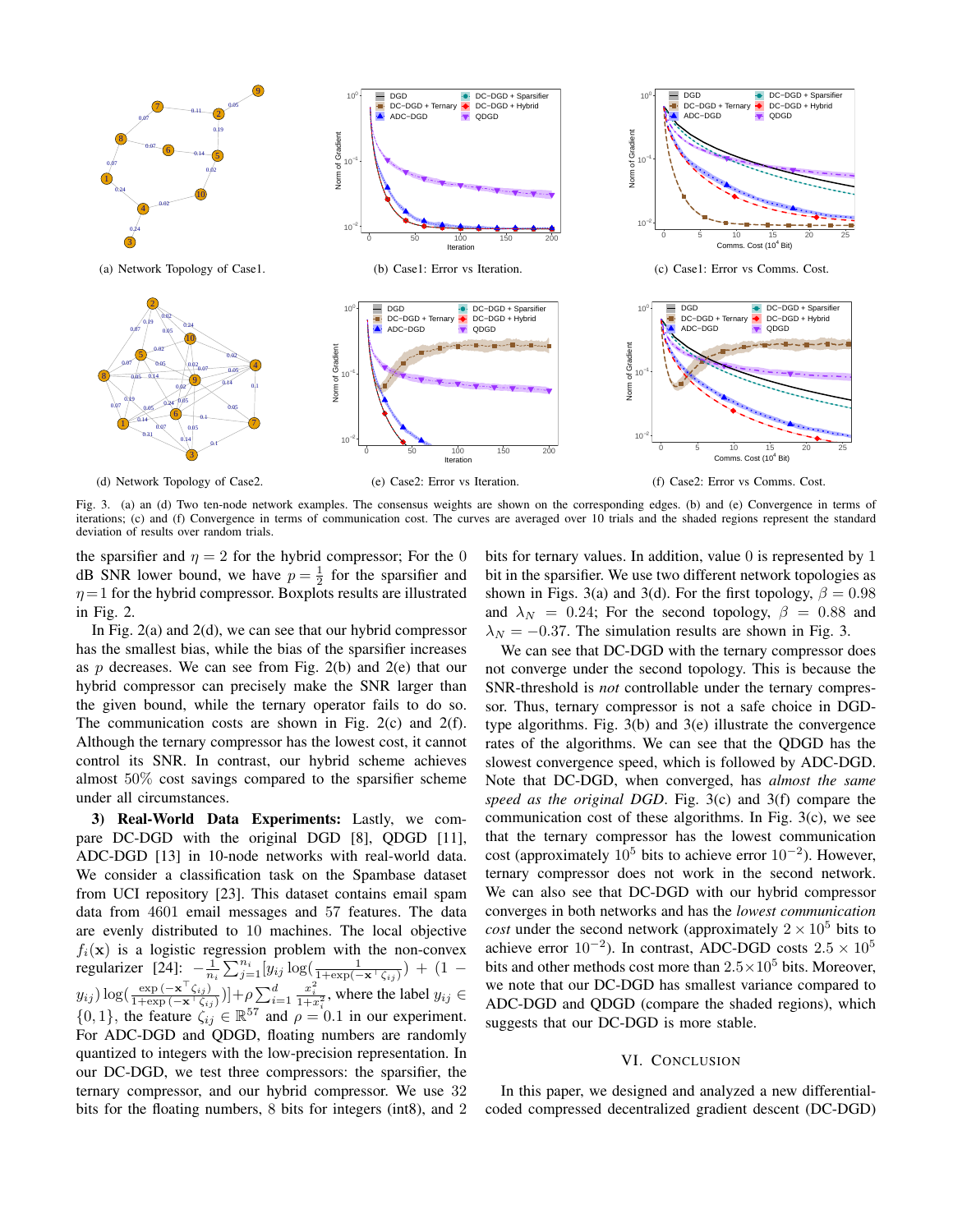(a) Network Topology of Case1.

(b) Case1: Error vs Iteration.

(c) Case1: Error vs Comms. Cost.

(d) Network Topology of Case2.

(e) Case2: Error vs Iteration.

(f) Case2: Error vs Comms. Cost.

Fig. 3. (a) an (d) Two ten-node network examples. The consensus weights are shown on the corresponding edges. (b) and (e) Convergence in terms of iterations; (c) and (f) Convergence in terms of communication cost. The curves are averaged over 10 trials and the shaded regions represent the standard deviation of results over random trials.

the sparsifier and $\eta = 2$ for the hybrid compressor; For the 0 dB SNR lower bound, we have $p = \frac{1}{2}$ for the sparsifier and $\eta = 1$ for the hybrid compressor. Boxplots results are illustrated in Fig. 2.

In Fig. 2(a) and 2(d), we can see that our hybrid compressor has the smallest bias, while the bias of the sparsifier increases as $p$ decreases. We can see from Fig. 2(b) and 2(e) that our hybrid compressor can precisely make the SNR larger than the given bound, while the ternary operator fails to do so. The communication costs are shown in Fig. 2(c) and 2(f). Although the ternary compressor has the lowest cost, it cannot control its SNR. In contrast, our hybrid scheme achieves almost 50% cost savings compared to the sparsifier scheme under all circumstances.

**3) Real-World Data Experiments:** Lastly, we compare DC-DGD with the original DGD [8], QDGD [11], ADC-DGD [13] in 10-node networks with real-world data. We consider a classification task on the Spambase dataset from UCI repository [23]. This dataset contains email spam data from 4601 email messages and 57 features. The data are evenly distributed to 10 machines. The local objective $f_i(\mathbf{x})$ is a logistic regression problem with the non-convex regularizer [24]: $-\frac{1}{n_i}\sum_{j=1}^{n_i}[y_{ij}\log(\frac{1}{1+\exp(-\mathbf{x}^\top\zeta_{ij})}) + (1-y_{ij})\log(\frac{\exp(-\mathbf{x}^\top\zeta_{ij})}{1+\exp(-\mathbf{x}^\top\zeta_{ij})})] + \rho\sum_{i=1}^{d}\frac{x_i^2}{1+x_i^2}$, where the label $y_{ij} \in \{0,1\}$, the feature $\zeta_{ij} \in \mathbb{R}^{57}$ and $\rho = 0.1$ in our experiment. For ADC-DGD and QDGD, floating numbers are randomly quantized to integers with the low-precision representation. In our DC-DGD, we test three compressors: the sparsifier, the ternary compressor, and our hybrid compressor. We use 32 bits for the floating numbers, 8 bits for integers (int8), and 2 bits for ternary values. In addition, value 0 is represented by 1 bit in the sparsifier. We use two different network topologies as shown in Figs. 3(a) and 3(d). For the first topology, $\beta = 0.98$ and $\lambda_N = 0.24$; For the second topology, $\beta = 0.88$ and $\lambda_N = -0.37$. The simulation results are shown in Fig. 3.

We can see that DC-DGD with the ternary compressor does not converge under the second topology. This is because the SNR-threshold is *not* controllable under the ternary compressor. Thus, ternary compressor is not a safe choice in DGD-type algorithms. Fig. 3(b) and 3(e) illustrate the convergence rates of the algorithms. We can see that the QDGD has the slowest convergence speed, which is followed by ADC-DGD. Note that DC-DGD, when converged, has *almost the same speed as the original DGD*. Fig. 3(c) and 3(f) compare the communication cost of these algorithms. In Fig. 3(c), we see that the ternary compressor has the lowest communication cost (approximately $10^5$ bits to achieve error $10^{-2}$). However, ternary compressor does not work in the second network. We can also see that DC-DGD with our hybrid compressor converges in both networks and has the *lowest communication cost* under the second network (approximately $2 \times 10^5$ bits to achieve error $10^{-2}$). In contrast, ADC-DGD costs $2.5 \times 10^5$ bits and other methods cost more than $2.5\times 10^5$ bits. Moreover, we note that our DC-DGD has smallest variance compared to ADC-DGD and QDGD (compare the shaded regions), which suggests that our DC-DGD is more stable.

## VI. Conclusion

In this paper, we designed and analyzed a new differential-coded compressed decentralized gradient descent (DC-DGD)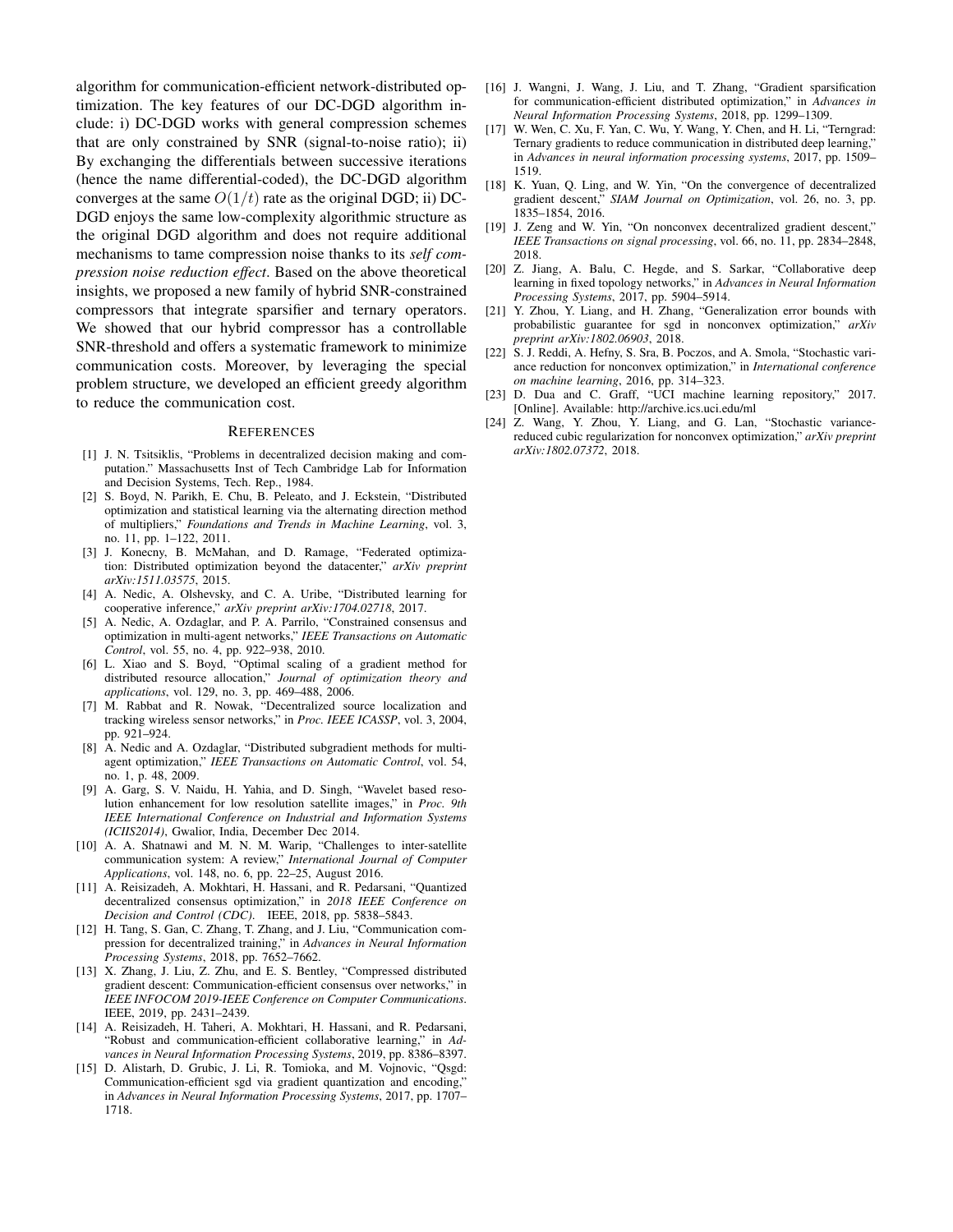algorithm for communication-efficient network-distributed optimization. The key features of our DC-DGD algorithm include: i) DC-DGD works with general compression schemes that are only constrained by SNR (signal-to-noise ratio); ii) By exchanging the differentials between successive iterations (hence the name differential-coded), the DC-DGD algorithm converges at the same $O(1/t)$ rate as the original DGD; ii) DC-DGD enjoys the same low-complexity algorithmic structure as the original DGD algorithm and does not require additional mechanisms to tame compression noise thanks to its *self compression noise reduction effect*. Based on the above theoretical insights, we proposed a new family of hybrid SNR-constrained compressors that integrate sparsifier and ternary operators. We showed that our hybrid compressor has a controllable SNR-threshold and offers a systematic framework to minimize communication costs. Moreover, by leveraging the special problem structure, we developed an efficient greedy algorithm to reduce the communication cost.

## REFERENCES

[1] J. N. Tsitsiklis, "Problems in decentralized decision making and computation." Massachusetts Inst of Tech Cambridge Lab for Information and Decision Systems, Tech. Rep., 1984.

[2] S. Boyd, N. Parikh, E. Chu, B. Peleato, and J. Eckstein, "Distributed optimization and statistical learning via the alternating direction method of multipliers," *Foundations and Trends in Machine Learning*, vol. 3, no. 11, pp. 1–122, 2011.

[3] J. Konecny, B. McMahan, and D. Ramage, "Federated optimization: Distributed optimization beyond the datacenter," *arXiv preprint arXiv:1511.03575*, 2015.

[4] A. Nedic, A. Olshevsky, and C. A. Uribe, "Distributed learning for cooperative inference," *arXiv preprint arXiv:1704.02718*, 2017.

[5] A. Nedic, A. Ozdaglar, and P. A. Parrilo, "Constrained consensus and optimization in multi-agent networks," *IEEE Transactions on Automatic Control*, vol. 55, no. 4, pp. 922–938, 2010.

[6] L. Xiao and S. Boyd, "Optimal scaling of a gradient method for distributed resource allocation," *Journal of optimization theory and applications*, vol. 129, no. 3, pp. 469–488, 2006.

[7] M. Rabbat and R. Nowak, "Decentralized source localization and tracking wireless sensor networks," in *Proc. IEEE ICASSP*, vol. 3, 2004, pp. 921–924.

[8] A. Nedic and A. Ozdaglar, "Distributed subgradient methods for multi-agent optimization," *IEEE Transactions on Automatic Control*, vol. 54, no. 1, p. 48, 2009.

[9] A. Garg, S. V. Naidu, H. Yahia, and D. Singh, "Wavelet based resolution enhancement for low resolution satellite images," in *Proc. 9th IEEE International Conference on Industrial and Information Systems (ICIIS2014)*, Gwalior, India, December Dec 2014.

[10] A. A. Shatnawi and M. N. M. Warip, "Challenges to inter-satellite communication system: A review," *International Journal of Computer Applications*, vol. 148, no. 6, pp. 22–25, August 2016.

[11] A. Reisizadeh, A. Mokhtari, H. Hassani, and R. Pedarsani, "Quantized decentralized consensus optimization," in *2018 IEEE Conference on Decision and Control (CDC)*. IEEE, 2018, pp. 5838–5843.

[12] H. Tang, S. Gan, C. Zhang, T. Zhang, and J. Liu, "Communication compression for decentralized training," in *Advances in Neural Information Processing Systems*, 2018, pp. 7652–7662.

[13] X. Zhang, J. Liu, Z. Zhu, and E. S. Bentley, "Compressed distributed gradient descent: Communication-efficient consensus over networks," in *IEEE INFOCOM 2019-IEEE Conference on Computer Communications*. IEEE, 2019, pp. 2431–2439.

[14] A. Reisizadeh, H. Taheri, A. Mokhtari, H. Hassani, and R. Pedarsani, "Robust and communication-efficient collaborative learning," in *Advances in Neural Information Processing Systems*, 2019, pp. 8386–8397.

[15] D. Alistarh, D. Grubic, J. Li, R. Tomioka, and M. Vojnovic, "Qsgd: Communication-efficient sgd via gradient quantization and encoding," in *Advances in Neural Information Processing Systems*, 2017, pp. 1707–1718.

[16] J. Wangni, J. Wang, J. Liu, and T. Zhang, "Gradient sparsification for communication-efficient distributed optimization," in *Advances in Neural Information Processing Systems*, 2018, pp. 1299–1309.

[17] W. Wen, C. Xu, F. Yan, C. Wu, Y. Wang, Y. Chen, and H. Li, "Terngrad: Ternary gradients to reduce communication in distributed deep learning," in *Advances in neural information processing systems*, 2017, pp. 1509–1519.

[18] K. Yuan, Q. Ling, and W. Yin, "On the convergence of decentralized gradient descent," *SIAM Journal on Optimization*, vol. 26, no. 3, pp. 1835–1854, 2016.

[19] J. Zeng and W. Yin, "On nonconvex decentralized gradient descent," *IEEE Transactions on signal processing*, vol. 66, no. 11, pp. 2834–2848, 2018.

[20] Z. Jiang, A. Balu, C. Hegde, and S. Sarkar, "Collaborative deep learning in fixed topology networks," in *Advances in Neural Information Processing Systems*, 2017, pp. 5904–5914.

[21] Y. Zhou, Y. Liang, and H. Zhang, "Generalization error bounds with probabilistic guarantee for sgd in nonconvex optimization," *arXiv preprint arXiv:1802.06903*, 2018.

[22] S. J. Reddi, A. Hefny, S. Sra, B. Poczos, and A. Smola, "Stochastic variance reduction for nonconvex optimization," in *International conference on machine learning*, 2016, pp. 314–323.

[23] D. Dua and C. Graff, "UCI machine learning repository," 2017. [Online]. Available: http://archive.ics.uci.edu/ml

[24] Z. Wang, Y. Zhou, Y. Liang, and G. Lan, "Stochastic variance-reduced cubic regularization for nonconvex optimization," *arXiv preprint arXiv:1802.07372*, 2018.